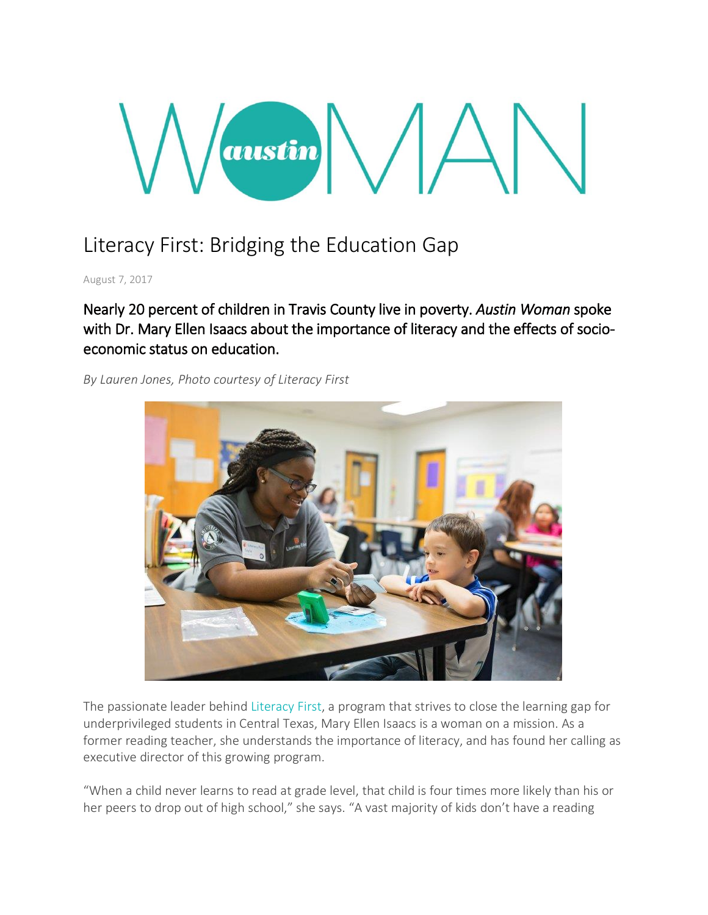# Literacy First: Bridging the Education Gap

August 7, 2017

## Nearly 20 percent of children in Travis County live in poverty. *Austin Woman* spoke with Dr. Mary Ellen Isaacs about the importance of literacy and the effects of socio-economic status on education.

*By Lauren Jones, Photo courtesy of Literacy First*

The passionate leader behind Literacy First, a program that strives to close the learning gap for underprivileged students in Central Texas, Mary Ellen Isaacs is a woman on a mission. As a former reading teacher, she understands the importance of literacy, and has found her calling as executive director of this growing program.

"When a child never learns to read at grade level, that child is four times more likely than his or her peers to drop out of high school," she says. "A vast majority of kids don't have a reading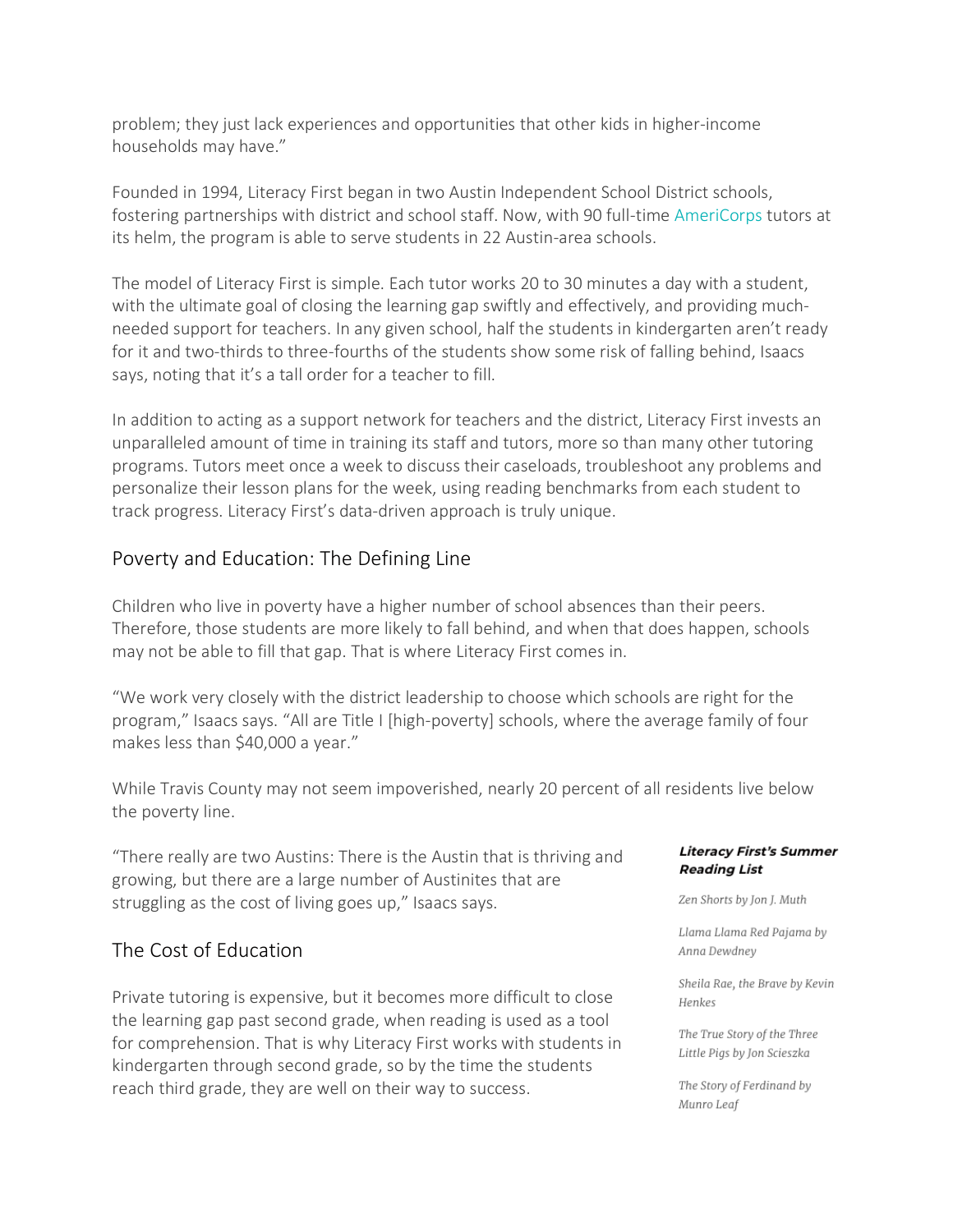problem; they just lack experiences and opportunities that other kids in higher-income households may have."

Founded in 1994, Literacy First began in two Austin Independent School District schools, fostering partnerships with district and school staff. Now, with 90 full-time AmeriCorps tutors at its helm, the program is able to serve students in 22 Austin-area schools.

The model of Literacy First is simple. Each tutor works 20 to 30 minutes a day with a student, with the ultimate goal of closing the learning gap swiftly and effectively, and providing much-needed support for teachers. In any given school, half the students in kindergarten aren't ready for it and two-thirds to three-fourths of the students show some risk of falling behind, Isaacs says, noting that it's a tall order for a teacher to fill.

In addition to acting as a support network for teachers and the district, Literacy First invests an unparalleled amount of time in training its staff and tutors, more so than many other tutoring programs. Tutors meet once a week to discuss their caseloads, troubleshoot any problems and personalize their lesson plans for the week, using reading benchmarks from each student to track progress. Literacy First's data-driven approach is truly unique.

## Poverty and Education: The Defining Line

Children who live in poverty have a higher number of school absences than their peers. Therefore, those students are more likely to fall behind, and when that does happen, schools may not be able to fill that gap. That is where Literacy First comes in.

"We work very closely with the district leadership to choose which schools are right for the program," Isaacs says. "All are Title I [high-poverty] schools, where the average family of four makes less than $40,000 a year."

While Travis County may not seem impoverished, nearly 20 percent of all residents live below the poverty line.

"There really are two Austins: There is the Austin that is thriving and growing, but there are a large number of Austinites that are struggling as the cost of living goes up," Isaacs says.

## The Cost of Education

Private tutoring is expensive, but it becomes more difficult to close the learning gap past second grade, when reading is used as a tool for comprehension. That is why Literacy First works with students in kindergarten through second grade, so by the time the students reach third grade, they are well on their way to success.

***Literacy First's Summer Reading List***

*Zen Shorts by Jon J. Muth*

*Llama Llama Red Pajama by Anna Dewdney*

*Sheila Rae, the Brave by Kevin Henkes*

*The True Story of the Three Little Pigs by Jon Scieszka*

*The Story of Ferdinand by Munro Leaf*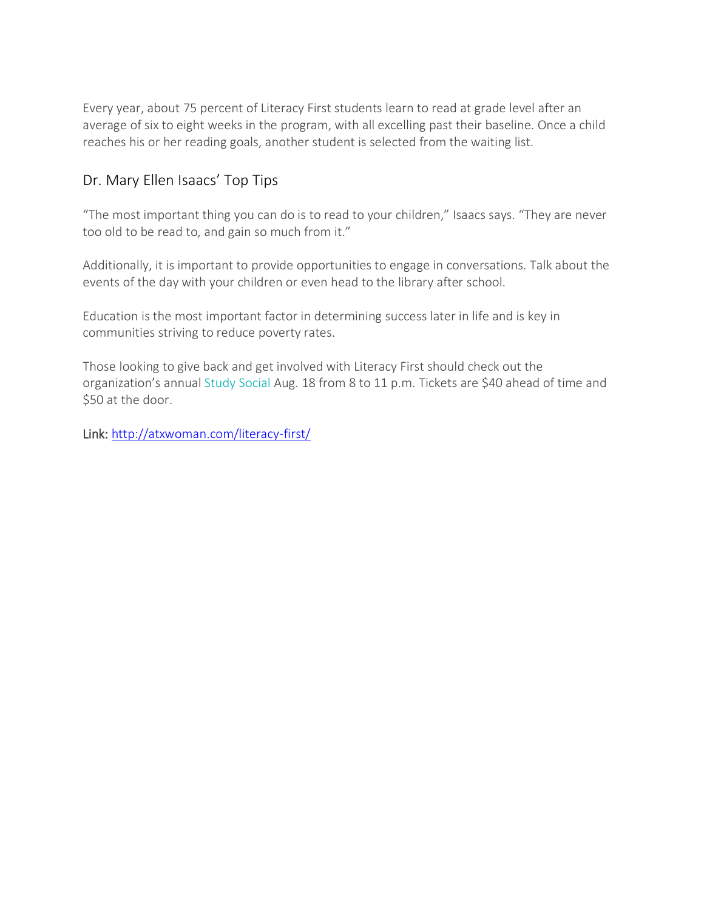Every year, about 75 percent of Literacy First students learn to read at grade level after an average of six to eight weeks in the program, with all excelling past their baseline. Once a child reaches his or her reading goals, another student is selected from the waiting list.

## Dr. Mary Ellen Isaacs' Top Tips

"The most important thing you can do is to read to your children," Isaacs says. "They are never too old to be read to, and gain so much from it."

Additionally, it is important to provide opportunities to engage in conversations. Talk about the events of the day with your children or even head to the library after school.

Education is the most important factor in determining success later in life and is key in communities striving to reduce poverty rates.

Those looking to give back and get involved with Literacy First should check out the organization's annual Study Social Aug. 18 from 8 to 11 p.m. Tickets are $40 ahead of time and $50 at the door.

Link: http://atxwoman.com/literacy-first/